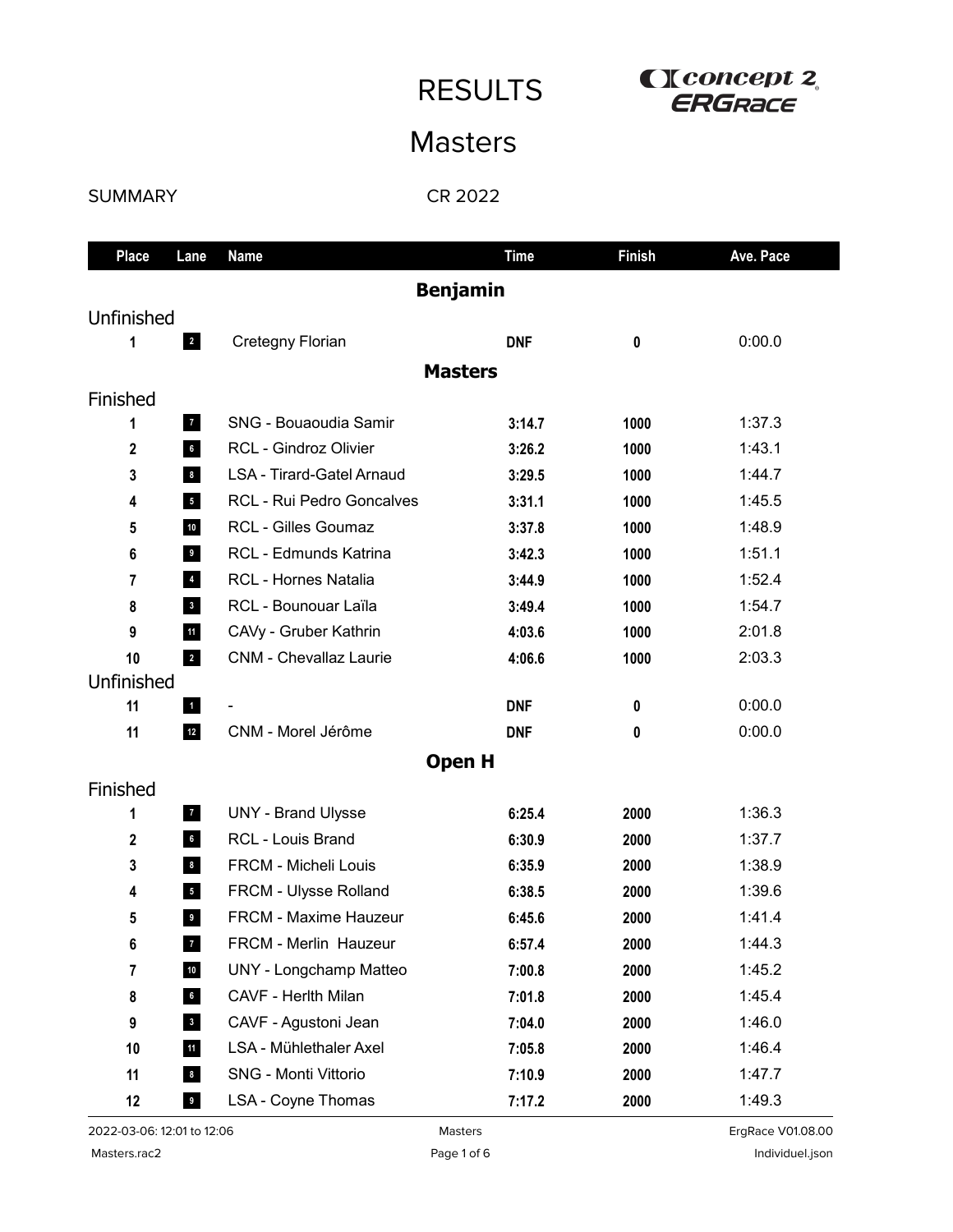# RESULTS

## Masters

SUMMARY CR 2022

| Place | Lane | Name | Time | Finish | Ave. Pace |
|---|---|---|---|---|---|
| | | **Benjamin** | | | |
| Unfinished | | | | | |
| 1 | 2 | Cretegny Florian | DNF | 0 | 0:00.0 |
| | | **Masters** | | | |
| Finished | | | | | |
| 1 | 7 | SNG - Bouaoudia Samir | 3:14.7 | 1000 | 1:37.3 |
| 2 | 6 | RCL - Gindroz Olivier | 3:26.2 | 1000 | 1:43.1 |
| 3 | 8 | LSA - Tirard-Gatel Arnaud | 3:29.5 | 1000 | 1:44.7 |
| 4 | 5 | RCL - Rui Pedro Goncalves | 3:31.1 | 1000 | 1:45.5 |
| 5 | 10 | RCL - Gilles Goumaz | 3:37.8 | 1000 | 1:48.9 |
| 6 | 9 | RCL - Edmunds Katrina | 3:42.3 | 1000 | 1:51.1 |
| 7 | 4 | RCL - Hornes Natalia | 3:44.9 | 1000 | 1:52.4 |
| 8 | 3 | RCL - Bounouar Laïla | 3:49.4 | 1000 | 1:54.7 |
| 9 | 11 | CAVy - Gruber Kathrin | 4:03.6 | 1000 | 2:01.8 |
| 10 | 2 | CNM - Chevallaz Laurie | 4:06.6 | 1000 | 2:03.3 |
| Unfinished | | | | | |
| 11 | 1 | - | DNF | 0 | 0:00.0 |
| 11 | 12 | CNM - Morel Jérôme | DNF | 0 | 0:00.0 |
| | | **Open H** | | | |
| Finished | | | | | |
| 1 | 7 | UNY - Brand Ulysse | 6:25.4 | 2000 | 1:36.3 |
| 2 | 6 | RCL - Louis Brand | 6:30.9 | 2000 | 1:37.7 |
| 3 | 8 | FRCM - Micheli Louis | 6:35.9 | 2000 | 1:38.9 |
| 4 | 5 | FRCM - Ulysse Rolland | 6:38.5 | 2000 | 1:39.6 |
| 5 | 9 | FRCM - Maxime Hauzeur | 6:45.6 | 2000 | 1:41.4 |
| 6 | 7 | FRCM - Merlin Hauzeur | 6:57.4 | 2000 | 1:44.3 |
| 7 | 10 | UNY - Longchamp Matteo | 7:00.8 | 2000 | 1:45.2 |
| 8 | 6 | CAVF - Herlth Milan | 7:01.8 | 2000 | 1:45.4 |
| 9 | 3 | CAVF - Agustoni Jean | 7:04.0 | 2000 | 1:46.0 |
| 10 | 11 | LSA - Mühlethaler Axel | 7:05.8 | 2000 | 1:46.4 |
| 11 | 8 | SNG - Monti Vittorio | 7:10.9 | 2000 | 1:47.7 |
| 12 | 9 | LSA - Coyne Thomas | 7:17.2 | 2000 | 1:49.3 |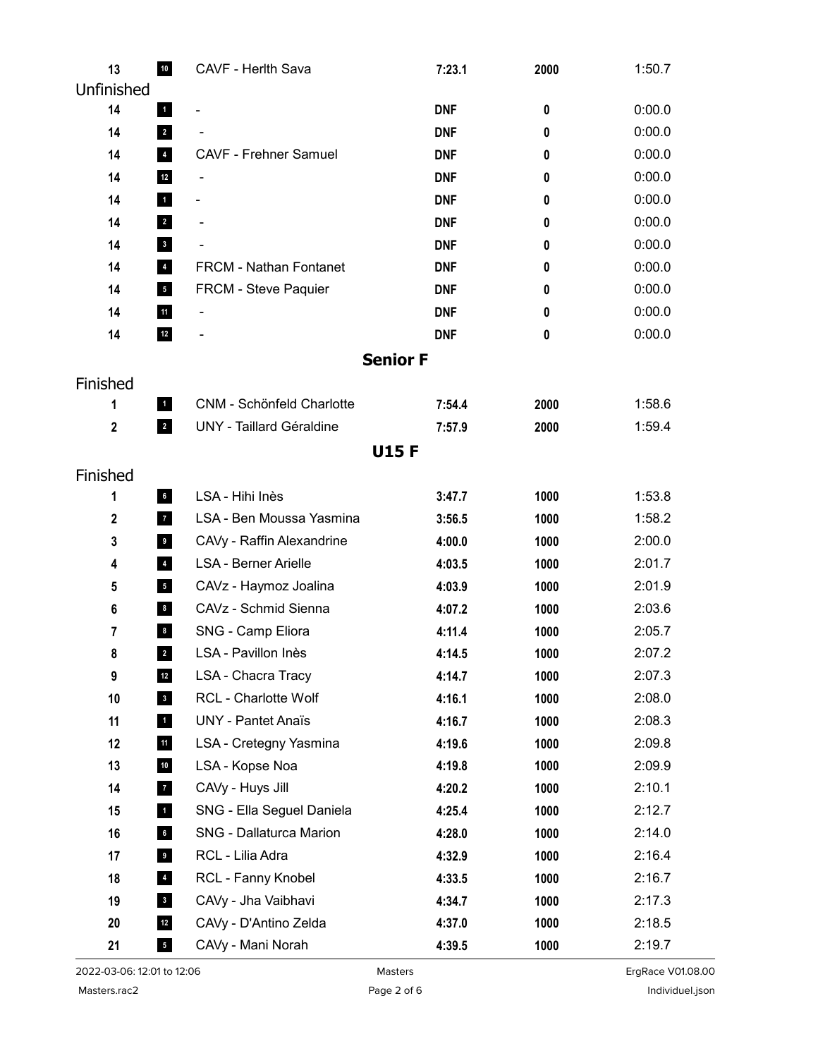| | | | | | |
|---|---|---|---|---|---|
| 13 | 10 | CAVF - Herlth Sava | 7:23.1 | 2000 | 1:50.7 |

Unfinished

| | | | | | |
|---|---|---|---|---|---|
| 14 | 1 | - | DNF | 0 | 0:00.0 |
| 14 | 2 | - | DNF | 0 | 0:00.0 |
| 14 | 4 | CAVF - Frehner Samuel | DNF | 0 | 0:00.0 |
| 14 | 12 | - | DNF | 0 | 0:00.0 |
| 14 | 1 | - | DNF | 0 | 0:00.0 |
| 14 | 2 | - | DNF | 0 | 0:00.0 |
| 14 | 3 | - | DNF | 0 | 0:00.0 |
| 14 | 4 | FRCM - Nathan Fontanet | DNF | 0 | 0:00.0 |
| 14 | 5 | FRCM - Steve Paquier | DNF | 0 | 0:00.0 |
| 14 | 11 | - | DNF | 0 | 0:00.0 |
| 14 | 12 | - | DNF | 0 | 0:00.0 |

## Senior F

Finished

| | | | | | |
|---|---|---|---|---|---|
| 1 | 1 | CNM - Schönfeld Charlotte | 7:54.4 | 2000 | 1:58.6 |
| 2 | 2 | UNY - Taillard Géraldine | 7:57.9 | 2000 | 1:59.4 |

## U15 F

Finished

| | | | | | |
|---|---|---|---|---|---|
| 1 | 6 | LSA - Hihi Inès | 3:47.7 | 1000 | 1:53.8 |
| 2 | 7 | LSA - Ben Moussa Yasmina | 3:56.5 | 1000 | 1:58.2 |
| 3 | 9 | CAVy - Raffin Alexandrine | 4:00.0 | 1000 | 2:00.0 |
| 4 | 4 | LSA - Berner Arielle | 4:03.5 | 1000 | 2:01.7 |
| 5 | 5 | CAVz - Haymoz Joalina | 4:03.9 | 1000 | 2:01.9 |
| 6 | 8 | CAVz - Schmid Sienna | 4:07.2 | 1000 | 2:03.6 |
| 7 | 8 | SNG - Camp Eliora | 4:11.4 | 1000 | 2:05.7 |
| 8 | 2 | LSA - Pavillon Inès | 4:14.5 | 1000 | 2:07.2 |
| 9 | 12 | LSA - Chacra Tracy | 4:14.7 | 1000 | 2:07.3 |
| 10 | 3 | RCL - Charlotte Wolf | 4:16.1 | 1000 | 2:08.0 |
| 11 | 1 | UNY - Pantet Anaïs | 4:16.7 | 1000 | 2:08.3 |
| 12 | 11 | LSA - Cretegny Yasmina | 4:19.6 | 1000 | 2:09.8 |
| 13 | 10 | LSA - Kopse Noa | 4:19.8 | 1000 | 2:09.9 |
| 14 | 7 | CAVy - Huys Jill | 4:20.2 | 1000 | 2:10.1 |
| 15 | 1 | SNG - Ella Seguel Daniela | 4:25.4 | 1000 | 2:12.7 |
| 16 | 6 | SNG - Dallaturca Marion | 4:28.0 | 1000 | 2:14.0 |
| 17 | 9 | RCL - Lilia Adra | 4:32.9 | 1000 | 2:16.4 |
| 18 | 4 | RCL - Fanny Knobel | 4:33.5 | 1000 | 2:16.7 |
| 19 | 3 | CAVy - Jha Vaibhavi | 4:34.7 | 1000 | 2:17.3 |
| 20 | 12 | CAVy - D'Antino Zelda | 4:37.0 | 1000 | 2:18.5 |
| 21 | 5 | CAVy - Mani Norah | 4:39.5 | 1000 | 2:19.7 |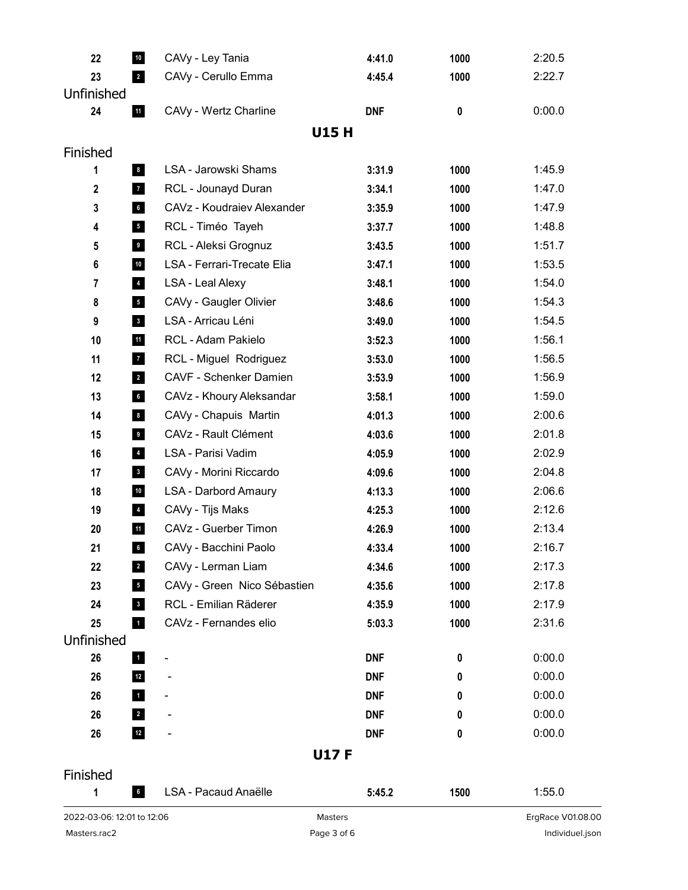| | | | | | |
|---|---|---|---|---|---|
| 22 | 10 | CAVy - Ley Tania | **4:41.0** | **1000** | 2:20.5 |
| 23 | 2 | CAVy - Cerullo Emma | **4:45.4** | **1000** | 2:22.7 |

Unfinished

| | | | | | |
|---|---|---|---|---|---|
| 24 | 11 | CAVy - Wertz Charline | **DNF** | **0** | 0:00.0 |

## U15 H

Finished

| | | | | | |
|---|---|---|---|---|---|
| 1 | 8 | LSA - Jarowski Shams | **3:31.9** | **1000** | 1:45.9 |
| 2 | 7 | RCL - Jounayd Duran | **3:34.1** | **1000** | 1:47.0 |
| 3 | 6 | CAVz - Koudraiev Alexander | **3:35.9** | **1000** | 1:47.9 |
| 4 | 5 | RCL - Timéo Tayeh | **3:37.7** | **1000** | 1:48.8 |
| 5 | 9 | RCL - Aleksi Grognuz | **3:43.5** | **1000** | 1:51.7 |
| 6 | 10 | LSA - Ferrari-Trecate Elia | **3:47.1** | **1000** | 1:53.5 |
| 7 | 4 | LSA - Leal Alexy | **3:48.1** | **1000** | 1:54.0 |
| 8 | 5 | CAVy - Gaugler Olivier | **3:48.6** | **1000** | 1:54.3 |
| 9 | 3 | LSA - Arricau Léni | **3:49.0** | **1000** | 1:54.5 |
| 10 | 11 | RCL - Adam Pakielo | **3:52.3** | **1000** | 1:56.1 |
| 11 | 7 | RCL - Miguel Rodriguez | **3:53.0** | **1000** | 1:56.5 |
| 12 | 2 | CAVF - Schenker Damien | **3:53.9** | **1000** | 1:56.9 |
| 13 | 6 | CAVz - Khoury Aleksandar | **3:58.1** | **1000** | 1:59.0 |
| 14 | 8 | CAVy - Chapuis Martin | **4:01.3** | **1000** | 2:00.6 |
| 15 | 9 | CAVz - Rault Clément | **4:03.6** | **1000** | 2:01.8 |
| 16 | 4 | LSA - Parisi Vadim | **4:05.9** | **1000** | 2:02.9 |
| 17 | 3 | CAVy - Morini Riccardo | **4:09.6** | **1000** | 2:04.8 |
| 18 | 10 | LSA - Darbord Amaury | **4:13.3** | **1000** | 2:06.6 |
| 19 | 4 | CAVy - Tijs Maks | **4:25.3** | **1000** | 2:12.6 |
| 20 | 11 | CAVz - Guerber Timon | **4:26.9** | **1000** | 2:13.4 |
| 21 | 6 | CAVy - Bacchini Paolo | **4:33.4** | **1000** | 2:16.7 |
| 22 | 2 | CAVy - Lerman Liam | **4:34.6** | **1000** | 2:17.3 |
| 23 | 5 | CAVy - Green Nico Sébastien | **4:35.6** | **1000** | 2:17.8 |
| 24 | 3 | RCL - Emilian Räderer | **4:35.9** | **1000** | 2:17.9 |
| 25 | 1 | CAVz - Fernandes elio | **5:03.3** | **1000** | 2:31.6 |

Unfinished

| | | | | | |
|---|---|---|---|---|---|
| 26 | 1 | - | **DNF** | **0** | 0:00.0 |
| 26 | 12 | - | **DNF** | **0** | 0:00.0 |
| 26 | 1 | - | **DNF** | **0** | 0:00.0 |
| 26 | 2 | - | **DNF** | **0** | 0:00.0 |
| 26 | 12 | - | **DNF** | **0** | 0:00.0 |

## U17 F

Finished

| | | | | | |
|---|---|---|---|---|---|
| 1 | 6 | LSA - Pacaud Anaëlle | **5:45.2** | **1500** | 1:55.0 |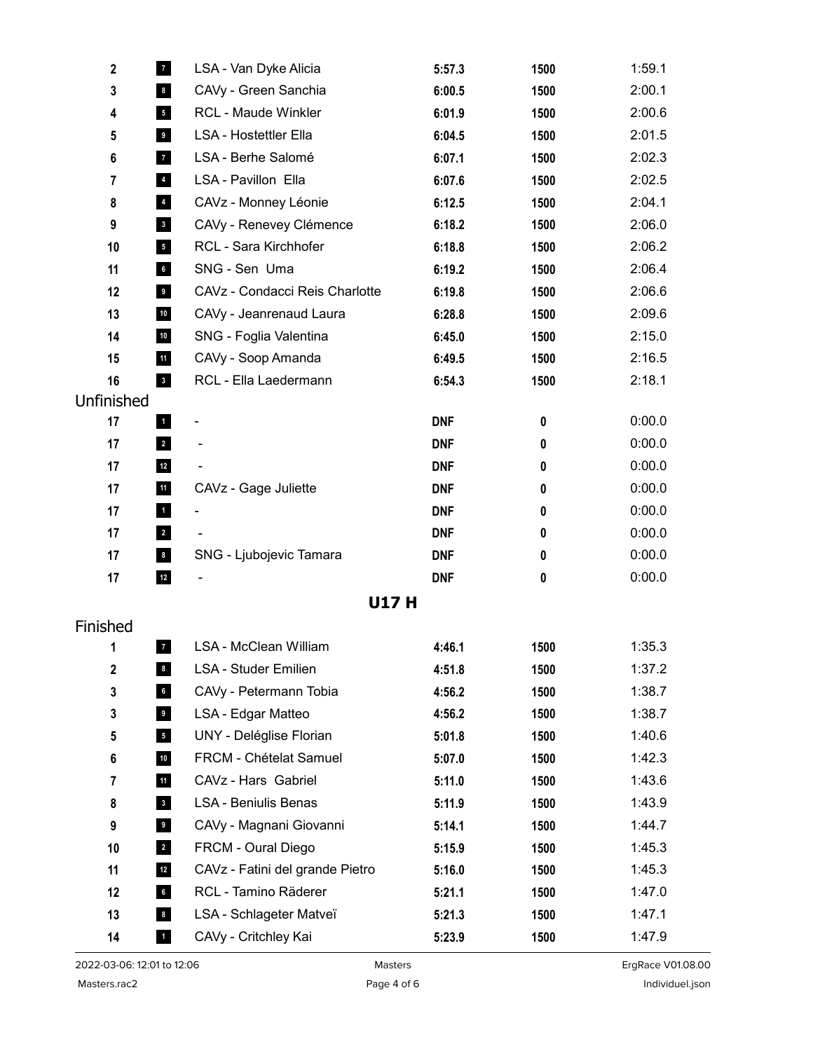| | | | | | |
|---|---|---|---|---|---|
| 2 | 7 | LSA - Van Dyke Alicia | 5:57.3 | 1500 | 1:59.1 |
| 3 | 8 | CAVy - Green Sanchia | 6:00.5 | 1500 | 2:00.1 |
| 4 | 5 | RCL - Maude Winkler | 6:01.9 | 1500 | 2:00.6 |
| 5 | 9 | LSA - Hostettler Ella | 6:04.5 | 1500 | 2:01.5 |
| 6 | 7 | LSA - Berhe Salomé | 6:07.1 | 1500 | 2:02.3 |
| 7 | 4 | LSA - Pavillon Ella | 6:07.6 | 1500 | 2:02.5 |
| 8 | 4 | CAVz - Monney Léonie | 6:12.5 | 1500 | 2:04.1 |
| 9 | 3 | CAVy - Renevey Clémence | 6:18.2 | 1500 | 2:06.0 |
| 10 | 5 | RCL - Sara Kirchhofer | 6:18.8 | 1500 | 2:06.2 |
| 11 | 6 | SNG - Sen Uma | 6:19.2 | 1500 | 2:06.4 |
| 12 | 9 | CAVz - Condacci Reis Charlotte | 6:19.8 | 1500 | 2:06.6 |
| 13 | 10 | CAVy - Jeanrenaud Laura | 6:28.8 | 1500 | 2:09.6 |
| 14 | 10 | SNG - Foglia Valentina | 6:45.0 | 1500 | 2:15.0 |
| 15 | 11 | CAVy - Soop Amanda | 6:49.5 | 1500 | 2:16.5 |
| 16 | 3 | RCL - Ella Laedermann | 6:54.3 | 1500 | 2:18.1 |

Unfinished

| | | | | | |
|---|---|---|---|---|---|
| 17 | 1 | - | DNF | 0 | 0:00.0 |
| 17 | 2 | - | DNF | 0 | 0:00.0 |
| 17 | 12 | - | DNF | 0 | 0:00.0 |
| 17 | 11 | CAVz - Gage Juliette | DNF | 0 | 0:00.0 |
| 17 | 1 | - | DNF | 0 | 0:00.0 |
| 17 | 2 | - | DNF | 0 | 0:00.0 |
| 17 | 8 | SNG - Ljubojevic Tamara | DNF | 0 | 0:00.0 |
| 17 | 12 | - | DNF | 0 | 0:00.0 |

## U17 H

Finished

| | | | | | |
|---|---|---|---|---|---|
| 1 | 7 | LSA - McClean William | 4:46.1 | 1500 | 1:35.3 |
| 2 | 8 | LSA - Studer Emilien | 4:51.8 | 1500 | 1:37.2 |
| 3 | 6 | CAVy - Petermann Tobia | 4:56.2 | 1500 | 1:38.7 |
| 3 | 9 | LSA - Edgar Matteo | 4:56.2 | 1500 | 1:38.7 |
| 5 | 5 | UNY - Deléglise Florian | 5:01.8 | 1500 | 1:40.6 |
| 6 | 10 | FRCM - Chételat Samuel | 5:07.0 | 1500 | 1:42.3 |
| 7 | 11 | CAVz - Hars Gabriel | 5:11.0 | 1500 | 1:43.6 |
| 8 | 3 | LSA - Beniulis Benas | 5:11.9 | 1500 | 1:43.9 |
| 9 | 9 | CAVy - Magnani Giovanni | 5:14.1 | 1500 | 1:44.7 |
| 10 | 2 | FRCM - Oural Diego | 5:15.9 | 1500 | 1:45.3 |
| 11 | 12 | CAVz - Fatini del grande Pietro | 5:16.0 | 1500 | 1:45.3 |
| 12 | 6 | RCL - Tamino Räderer | 5:21.1 | 1500 | 1:47.0 |
| 13 | 8 | LSA - Schlageter Matveï | 5:21.3 | 1500 | 1:47.1 |
| 14 | 1 | CAVy - Critchley Kai | 5:23.9 | 1500 | 1:47.9 |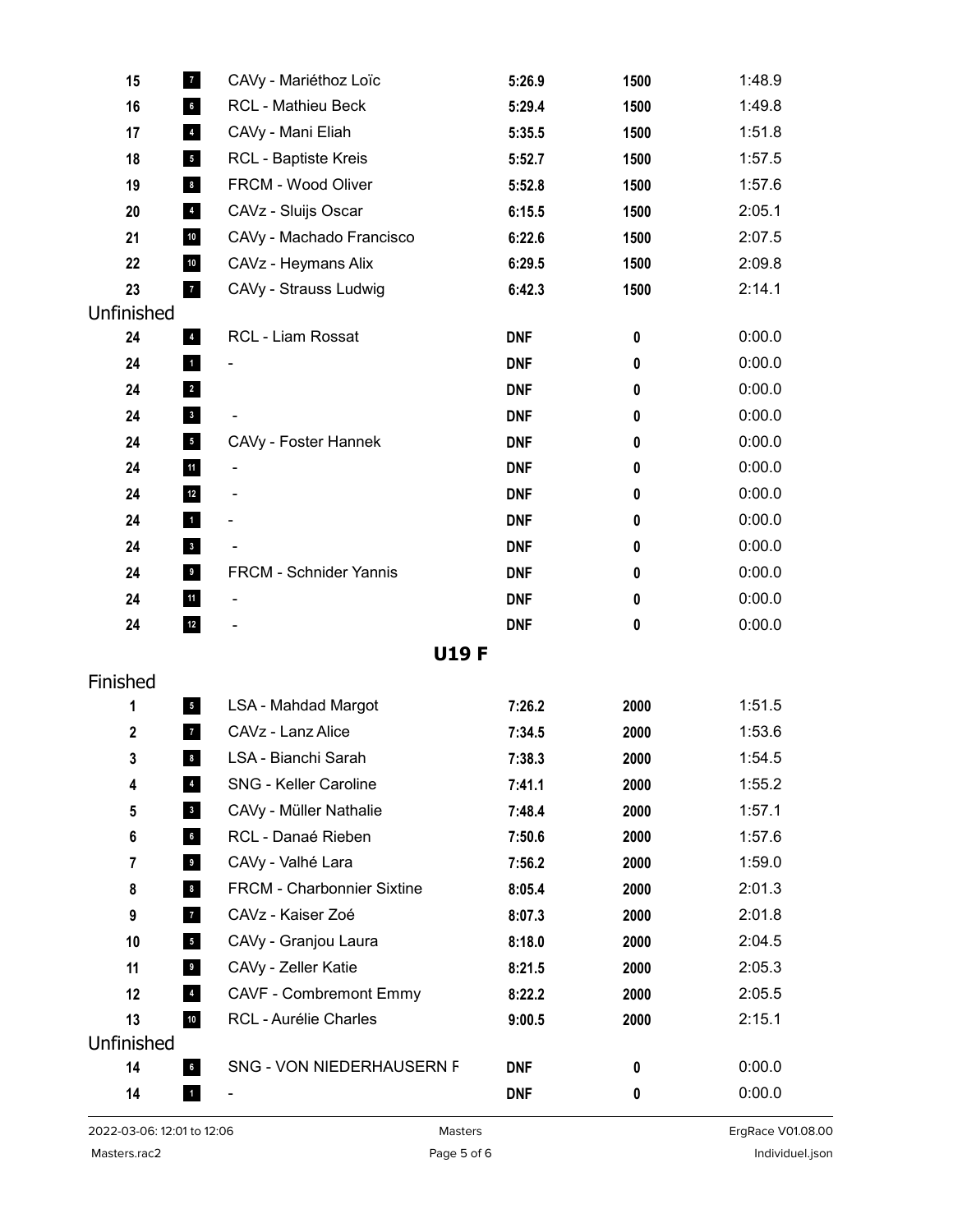| | | | | | |
|---|---|---|---|---|---|
| 15 | 7 | CAVy - Mariéthoz Loïc | **5:26.9** | **1500** | 1:48.9 |
| 16 | 6 | RCL - Mathieu Beck | **5:29.4** | **1500** | 1:49.8 |
| 17 | 4 | CAVy - Mani Eliah | **5:35.5** | **1500** | 1:51.8 |
| 18 | 5 | RCL - Baptiste Kreis | **5:52.7** | **1500** | 1:57.5 |
| 19 | 8 | FRCM - Wood Oliver | **5:52.8** | **1500** | 1:57.6 |
| 20 | 4 | CAVz - Sluijs Oscar | **6:15.5** | **1500** | 2:05.1 |
| 21 | 10 | CAVy - Machado Francisco | **6:22.6** | **1500** | 2:07.5 |
| 22 | 10 | CAVz - Heymans Alix | **6:29.5** | **1500** | 2:09.8 |
| 23 | 7 | CAVy - Strauss Ludwig | **6:42.3** | **1500** | 2:14.1 |

Unfinished

| | | | | | |
|---|---|---|---|---|---|
| 24 | 4 | RCL - Liam Rossat | **DNF** | **0** | 0:00.0 |
| 24 | 1 | - | **DNF** | **0** | 0:00.0 |
| 24 | 2 | | **DNF** | **0** | 0:00.0 |
| 24 | 3 | - | **DNF** | **0** | 0:00.0 |
| 24 | 5 | CAVy - Foster Hannek | **DNF** | **0** | 0:00.0 |
| 24 | 11 | - | **DNF** | **0** | 0:00.0 |
| 24 | 12 | - | **DNF** | **0** | 0:00.0 |
| 24 | 1 | - | **DNF** | **0** | 0:00.0 |
| 24 | 3 | - | **DNF** | **0** | 0:00.0 |
| 24 | 9 | FRCM - Schnider Yannis | **DNF** | **0** | 0:00.0 |
| 24 | 11 | - | **DNF** | **0** | 0:00.0 |
| 24 | 12 | - | **DNF** | **0** | 0:00.0 |

## U19 F

Finished

| | | | | | |
|---|---|---|---|---|---|
| 1 | 5 | LSA - Mahdad Margot | **7:26.2** | **2000** | 1:51.5 |
| 2 | 7 | CAVz - Lanz Alice | **7:34.5** | **2000** | 1:53.6 |
| 3 | 8 | LSA - Bianchi Sarah | **7:38.3** | **2000** | 1:54.5 |
| 4 | 4 | SNG - Keller Caroline | **7:41.1** | **2000** | 1:55.2 |
| 5 | 3 | CAVy - Müller Nathalie | **7:48.4** | **2000** | 1:57.1 |
| 6 | 6 | RCL - Danaé Rieben | **7:50.6** | **2000** | 1:57.6 |
| 7 | 9 | CAVy - Valhé Lara | **7:56.2** | **2000** | 1:59.0 |
| 8 | 8 | FRCM - Charbonnier Sixtine | **8:05.4** | **2000** | 2:01.3 |
| 9 | 7 | CAVz - Kaiser Zoé | **8:07.3** | **2000** | 2:01.8 |
| 10 | 5 | CAVy - Granjou Laura | **8:18.0** | **2000** | 2:04.5 |
| 11 | 9 | CAVy - Zeller Katie | **8:21.5** | **2000** | 2:05.3 |
| 12 | 4 | CAVF - Combremont Emmy | **8:22.2** | **2000** | 2:05.5 |
| 13 | 10 | RCL - Aurélie Charles | **9:00.5** | **2000** | 2:15.1 |

Unfinished

| | | | | | |
|---|---|---|---|---|---|
| 14 | 6 | SNG - VON NIEDERHAUSERN F | **DNF** | **0** | 0:00.0 |
| 14 | 1 | - | **DNF** | **0** | 0:00.0 |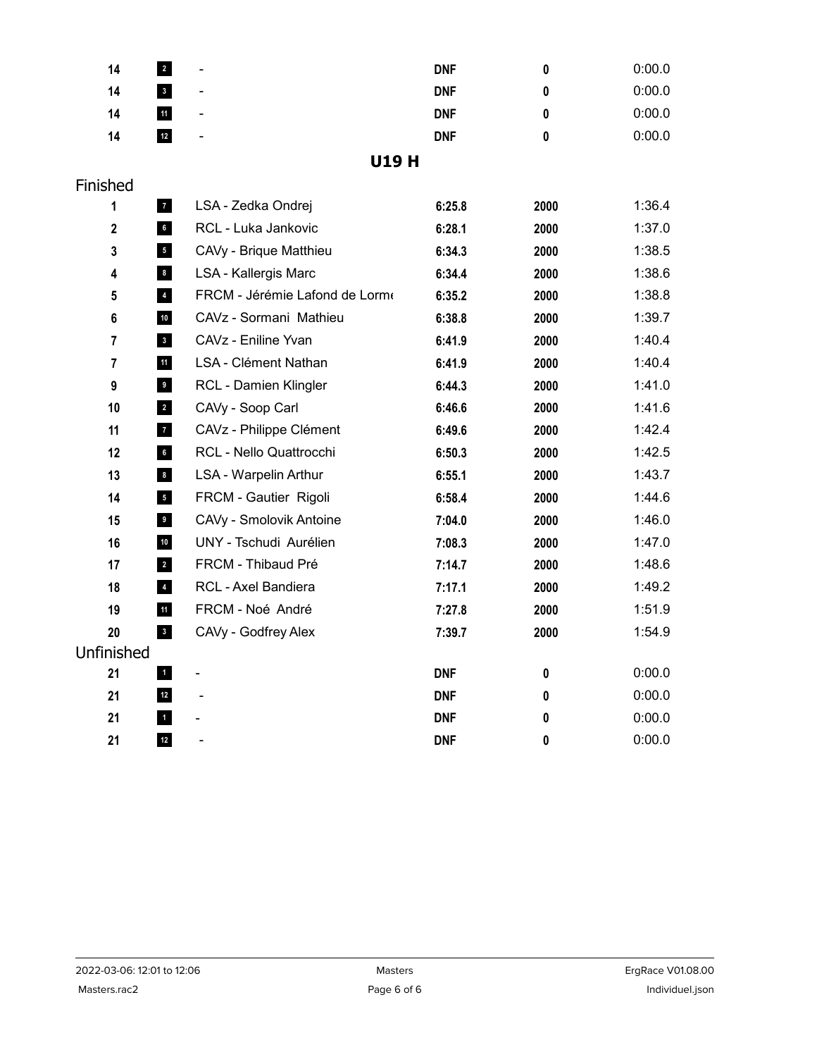| | | | | | |
|---|---|---|---|---|---|
| 14 | 2 | - | DNF | 0 | 0:00.0 |
| 14 | 3 | - | DNF | 0 | 0:00.0 |
| 14 | 11 | - | DNF | 0 | 0:00.0 |
| 14 | 12 | - | DNF | 0 | 0:00.0 |

## U19 H

Finished

| | | | | | |
|---|---|---|---|---|---|
| 1 | 7 | LSA - Zedka Ondrej | 6:25.8 | 2000 | 1:36.4 |
| 2 | 6 | RCL - Luka Jankovic | 6:28.1 | 2000 | 1:37.0 |
| 3 | 5 | CAVy - Brique Matthieu | 6:34.3 | 2000 | 1:38.5 |
| 4 | 8 | LSA - Kallergis Marc | 6:34.4 | 2000 | 1:38.6 |
| 5 | 4 | FRCM - Jérémie Lafond de Lorme | 6:35.2 | 2000 | 1:38.8 |
| 6 | 10 | CAVz - Sormani Mathieu | 6:38.8 | 2000 | 1:39.7 |
| 7 | 3 | CAVz - Eniline Yvan | 6:41.9 | 2000 | 1:40.4 |
| 7 | 11 | LSA - Clément Nathan | 6:41.9 | 2000 | 1:40.4 |
| 9 | 9 | RCL - Damien Klingler | 6:44.3 | 2000 | 1:41.0 |
| 10 | 2 | CAVy - Soop Carl | 6:46.6 | 2000 | 1:41.6 |
| 11 | 7 | CAVz - Philippe Clément | 6:49.6 | 2000 | 1:42.4 |
| 12 | 6 | RCL - Nello Quattrocchi | 6:50.3 | 2000 | 1:42.5 |
| 13 | 8 | LSA - Warpelin Arthur | 6:55.1 | 2000 | 1:43.7 |
| 14 | 5 | FRCM - Gautier Rigoli | 6:58.4 | 2000 | 1:44.6 |
| 15 | 9 | CAVy - Smolovik Antoine | 7:04.0 | 2000 | 1:46.0 |
| 16 | 10 | UNY - Tschudi Aurélien | 7:08.3 | 2000 | 1:47.0 |
| 17 | 2 | FRCM - Thibaud Pré | 7:14.7 | 2000 | 1:48.6 |
| 18 | 4 | RCL - Axel Bandiera | 7:17.1 | 2000 | 1:49.2 |
| 19 | 11 | FRCM - Noé André | 7:27.8 | 2000 | 1:51.9 |
| 20 | 3 | CAVy - Godfrey Alex | 7:39.7 | 2000 | 1:54.9 |

Unfinished

| | | | | | |
|---|---|---|---|---|---|
| 21 | 1 | - | DNF | 0 | 0:00.0 |
| 21 | 12 | - | DNF | 0 | 0:00.0 |
| 21 | 1 | - | DNF | 0 | 0:00.0 |
| 21 | 12 | - | DNF | 0 | 0:00.0 |